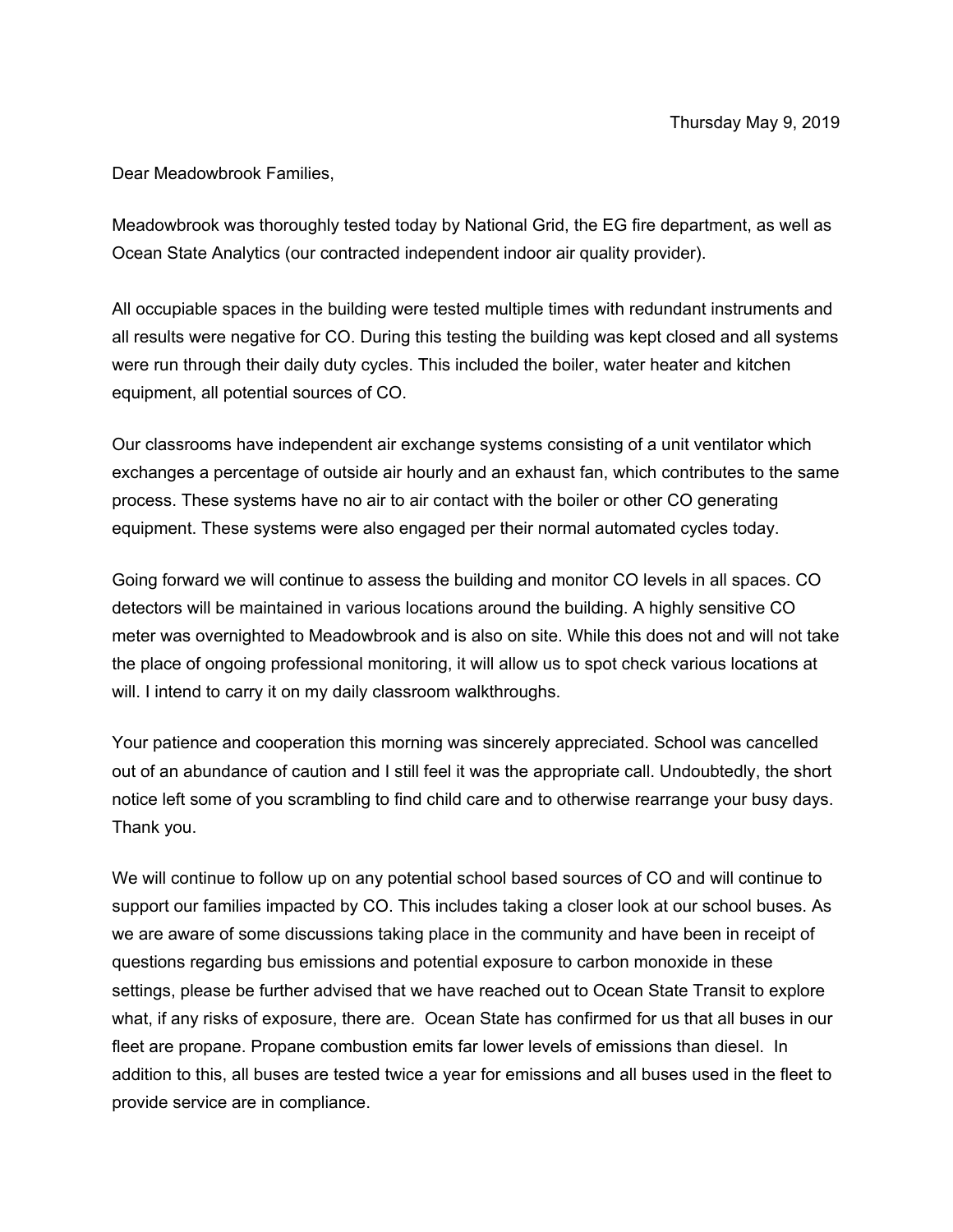Thursday May 9, 2019

Dear Meadowbrook Families,

Meadowbrook was thoroughly tested today by National Grid, the EG fire department, as well as Ocean State Analytics (our contracted independent indoor air quality provider).

All occupiable spaces in the building were tested multiple times with redundant instruments and all results were negative for CO. During this testing the building was kept closed and all systems were run through their daily duty cycles. This included the boiler, water heater and kitchen equipment, all potential sources of CO.

Our classrooms have independent air exchange systems consisting of a unit ventilator which exchanges a percentage of outside air hourly and an exhaust fan, which contributes to the same process. These systems have no air to air contact with the boiler or other CO generating equipment. These systems were also engaged per their normal automated cycles today.

Going forward we will continue to assess the building and monitor CO levels in all spaces. CO detectors will be maintained in various locations around the building. A highly sensitive CO meter was overnighted to Meadowbrook and is also on site. While this does not and will not take the place of ongoing professional monitoring, it will allow us to spot check various locations at will. I intend to carry it on my daily classroom walkthroughs.

Your patience and cooperation this morning was sincerely appreciated. School was cancelled out of an abundance of caution and I still feel it was the appropriate call. Undoubtedly, the short notice left some of you scrambling to find child care and to otherwise rearrange your busy days. Thank you.

We will continue to follow up on any potential school based sources of CO and will continue to support our families impacted by CO. This includes taking a closer look at our school buses. As we are aware of some discussions taking place in the community and have been in receipt of questions regarding bus emissions and potential exposure to carbon monoxide in these settings, please be further advised that we have reached out to Ocean State Transit to explore what, if any risks of exposure, there are. Ocean State has confirmed for us that all buses in our fleet are propane. Propane combustion emits far lower levels of emissions than diesel. In addition to this, all buses are tested twice a year for emissions and all buses used in the fleet to provide service are in compliance.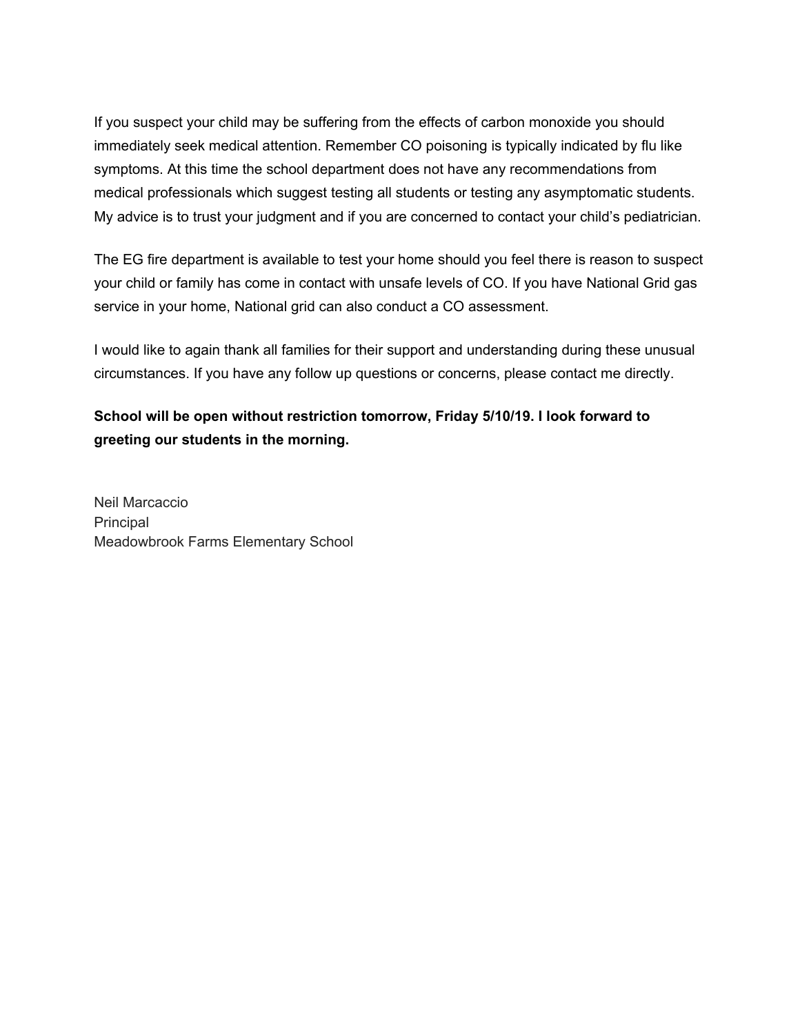If you suspect your child may be suffering from the effects of carbon monoxide you should immediately seek medical attention. Remember CO poisoning is typically indicated by flu like symptoms. At this time the school department does not have any recommendations from medical professionals which suggest testing all students or testing any asymptomatic students. My advice is to trust your judgment and if you are concerned to contact your child's pediatrician.

The EG fire department is available to test your home should you feel there is reason to suspect your child or family has come in contact with unsafe levels of CO. If you have National Grid gas service in your home, National grid can also conduct a CO assessment.

I would like to again thank all families for their support and understanding during these unusual circumstances. If you have any follow up questions or concerns, please contact me directly.

**School will be open without restriction tomorrow, Friday 5/10/19. I look forward to greeting our students in the morning.**

Neil Marcaccio
Principal
Meadowbrook Farms Elementary School